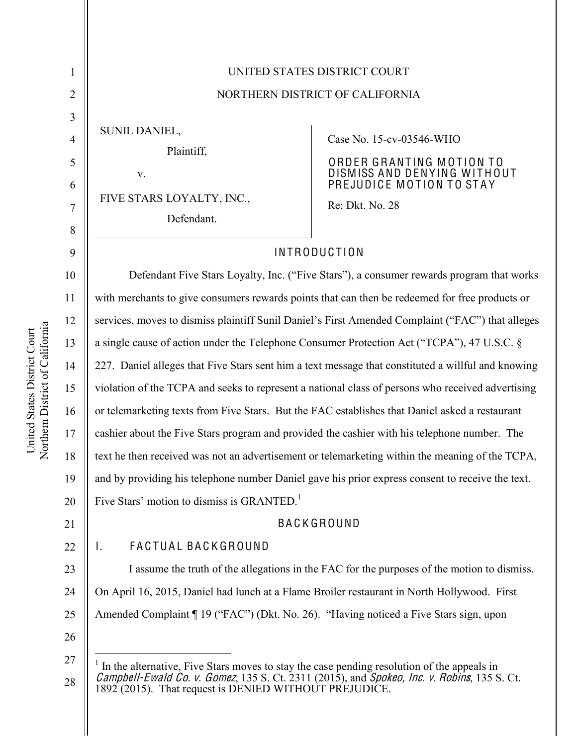UNITED STATES DISTRICT COURT

NORTHERN DISTRICT OF CALIFORNIA

SUNIL DANIEL,

Plaintiff,

v.

FIVE STARS LOYALTY, INC.,

Defendant.

Case No. 15-cv-03546-WHO

**ORDER GRANTING MOTION TO DISMISS AND DENYING WITHOUT PREJUDICE MOTION TO STAY**

Re: Dkt. No. 28

## INTRODUCTION

Defendant Five Stars Loyalty, Inc. ("Five Stars"), a consumer rewards program that works with merchants to give consumers rewards points that can then be redeemed for free products or services, moves to dismiss plaintiff Sunil Daniel's First Amended Complaint ("FAC") that alleges a single cause of action under the Telephone Consumer Protection Act ("TCPA"), 47 U.S.C. § 227. Daniel alleges that Five Stars sent him a text message that constituted a willful and knowing violation of the TCPA and seeks to represent a national class of persons who received advertising or telemarketing texts from Five Stars. But the FAC establishes that Daniel asked a restaurant cashier about the Five Stars program and provided the cashier with his telephone number. The text he then received was not an advertisement or telemarketing within the meaning of the TCPA, and by providing his telephone number Daniel gave his prior express consent to receive the text. Five Stars' motion to dismiss is GRANTED.[1]

## BACKGROUND

### I. FACTUAL BACKGROUND

I assume the truth of the allegations in the FAC for the purposes of the motion to dismiss. On April 16, 2015, Daniel had lunch at a Flame Broiler restaurant in North Hollywood. First Amended Complaint ¶ 19 ("FAC") (Dkt. No. 26). "Having noticed a Five Stars sign, upon

---

[1] In the alternative, Five Stars moves to stay the case pending resolution of the appeals in *Campbell-Ewald Co. v. Gomez*, 135 S. Ct. 2311 (2015), and *Spokeo, Inc. v. Robins*, 135 S. Ct. 1892 (2015). That request is DENIED WITHOUT PREJUDICE.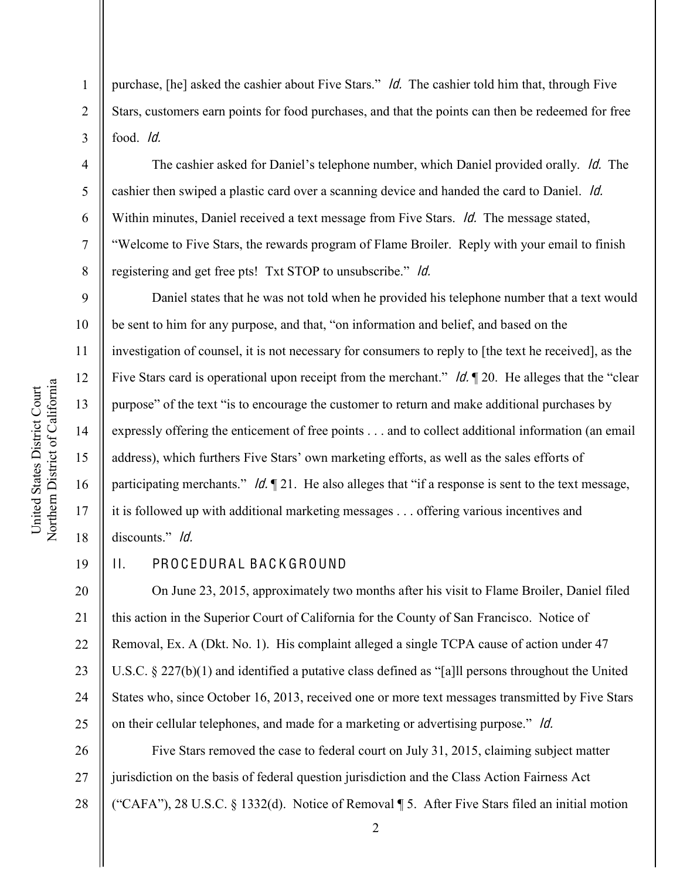purchase, [he] asked the cashier about Five Stars." *Id.* The cashier told him that, through Five Stars, customers earn points for food purchases, and that the points can then be redeemed for free food. *Id.*

The cashier asked for Daniel's telephone number, which Daniel provided orally. *Id.* The cashier then swiped a plastic card over a scanning device and handed the card to Daniel. *Id.* Within minutes, Daniel received a text message from Five Stars. *Id.* The message stated, "Welcome to Five Stars, the rewards program of Flame Broiler. Reply with your email to finish registering and get free pts! Txt STOP to unsubscribe." *Id.*

Daniel states that he was not told when he provided his telephone number that a text would be sent to him for any purpose, and that, "on information and belief, and based on the investigation of counsel, it is not necessary for consumers to reply to [the text he received], as the Five Stars card is operational upon receipt from the merchant." *Id.* ¶ 20. He alleges that the "clear purpose" of the text "is to encourage the customer to return and make additional purchases by expressly offering the enticement of free points . . . and to collect additional information (an email address), which furthers Five Stars' own marketing efforts, as well as the sales efforts of participating merchants." *Id.* ¶ 21. He also alleges that "if a response is sent to the text message, it is followed up with additional marketing messages . . . offering various incentives and discounts." *Id.*

## II. PROCEDURAL BACKGROUND

On June 23, 2015, approximately two months after his visit to Flame Broiler, Daniel filed this action in the Superior Court of California for the County of San Francisco. Notice of Removal, Ex. A (Dkt. No. 1). His complaint alleged a single TCPA cause of action under 47 U.S.C. § 227(b)(1) and identified a putative class defined as "[a]ll persons throughout the United States who, since October 16, 2013, received one or more text messages transmitted by Five Stars on their cellular telephones, and made for a marketing or advertising purpose." *Id.*

Five Stars removed the case to federal court on July 31, 2015, claiming subject matter jurisdiction on the basis of federal question jurisdiction and the Class Action Fairness Act ("CAFA"), 28 U.S.C. § 1332(d). Notice of Removal ¶ 5. After Five Stars filed an initial motion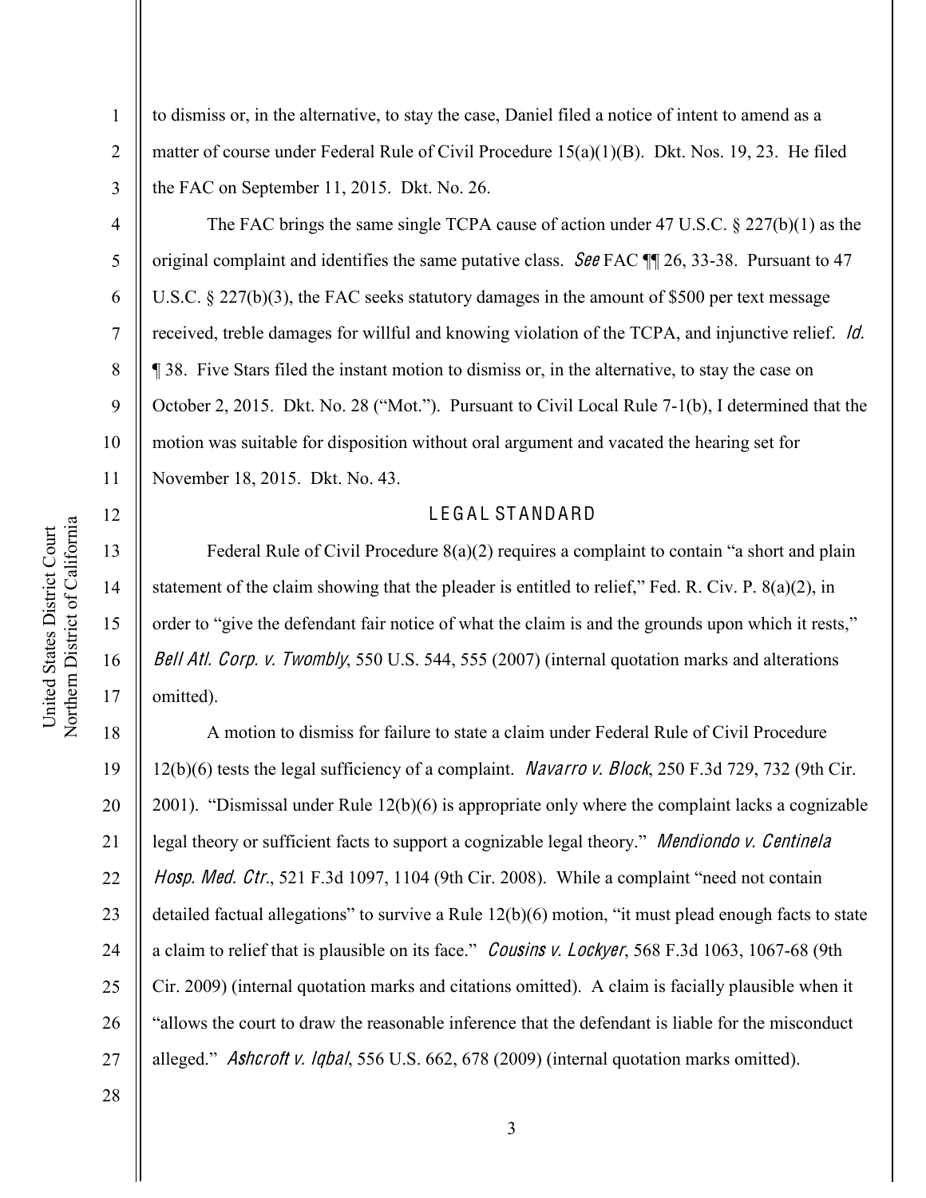to dismiss or, in the alternative, to stay the case, Daniel filed a notice of intent to amend as a matter of course under Federal Rule of Civil Procedure 15(a)(1)(B). Dkt. Nos. 19, 23. He filed the FAC on September 11, 2015. Dkt. No. 26.

The FAC brings the same single TCPA cause of action under 47 U.S.C. § 227(b)(1) as the original complaint and identifies the same putative class. *See* FAC ¶¶ 26, 33-38. Pursuant to 47 U.S.C. § 227(b)(3), the FAC seeks statutory damages in the amount of $500 per text message received, treble damages for willful and knowing violation of the TCPA, and injunctive relief. *Id.* ¶ 38. Five Stars filed the instant motion to dismiss or, in the alternative, to stay the case on October 2, 2015. Dkt. No. 28 ("Mot."). Pursuant to Civil Local Rule 7-1(b), I determined that the motion was suitable for disposition without oral argument and vacated the hearing set for November 18, 2015. Dkt. No. 43.

## LEGAL STANDARD

Federal Rule of Civil Procedure 8(a)(2) requires a complaint to contain "a short and plain statement of the claim showing that the pleader is entitled to relief," Fed. R. Civ. P. 8(a)(2), in order to "give the defendant fair notice of what the claim is and the grounds upon which it rests," *Bell Atl. Corp. v. Twombly*, 550 U.S. 544, 555 (2007) (internal quotation marks and alterations omitted).

A motion to dismiss for failure to state a claim under Federal Rule of Civil Procedure 12(b)(6) tests the legal sufficiency of a complaint. *Navarro v. Block*, 250 F.3d 729, 732 (9th Cir. 2001). "Dismissal under Rule 12(b)(6) is appropriate only where the complaint lacks a cognizable legal theory or sufficient facts to support a cognizable legal theory." *Mendiondo v. Centinela Hosp. Med. Ctr.*, 521 F.3d 1097, 1104 (9th Cir. 2008). While a complaint "need not contain detailed factual allegations" to survive a Rule 12(b)(6) motion, "it must plead enough facts to state a claim to relief that is plausible on its face." *Cousins v. Lockyer*, 568 F.3d 1063, 1067-68 (9th Cir. 2009) (internal quotation marks and citations omitted). A claim is facially plausible when it "allows the court to draw the reasonable inference that the defendant is liable for the misconduct alleged." *Ashcroft v. Iqbal*, 556 U.S. 662, 678 (2009) (internal quotation marks omitted).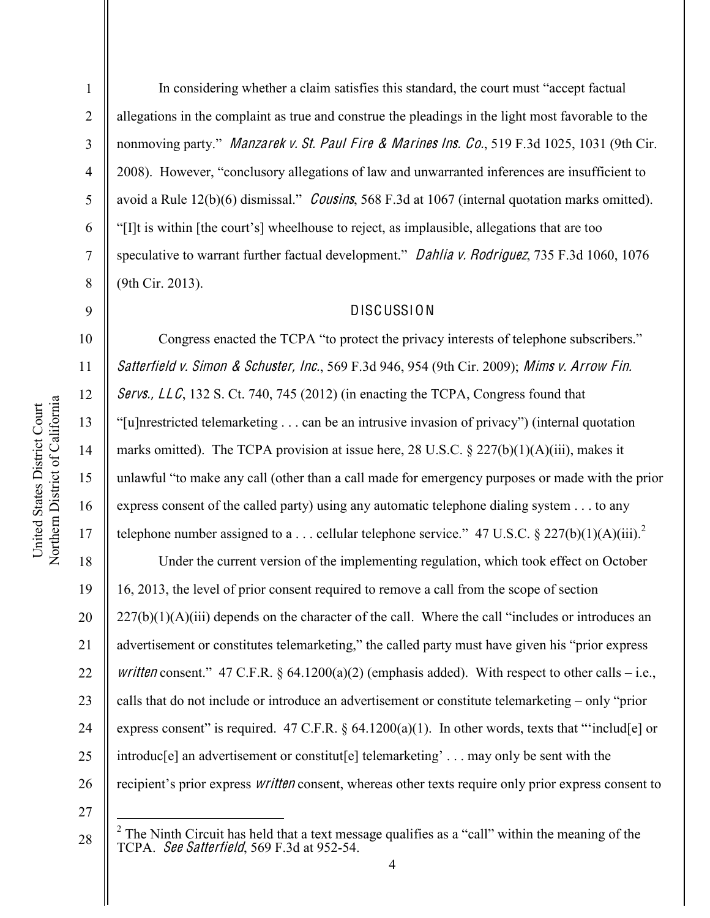In considering whether a claim satisfies this standard, the court must "accept factual allegations in the complaint as true and construe the pleadings in the light most favorable to the nonmoving party." *Manzarek v. St. Paul Fire & Marines Ins. Co.*, 519 F.3d 1025, 1031 (9th Cir. 2008). However, "conclusory allegations of law and unwarranted inferences are insufficient to avoid a Rule 12(b)(6) dismissal." *Cousins*, 568 F.3d at 1067 (internal quotation marks omitted). "[I]t is within [the court's] wheelhouse to reject, as implausible, allegations that are too speculative to warrant further factual development." *Dahlia v. Rodriguez*, 735 F.3d 1060, 1076 (9th Cir. 2013).

## DISCUSSION

Congress enacted the TCPA "to protect the privacy interests of telephone subscribers." *Satterfield v. Simon & Schuster, Inc.*, 569 F.3d 946, 954 (9th Cir. 2009); *Mims v. Arrow Fin. Servs., LLC*, 132 S. Ct. 740, 745 (2012) (in enacting the TCPA, Congress found that "[u]nrestricted telemarketing . . . can be an intrusive invasion of privacy") (internal quotation marks omitted). The TCPA provision at issue here, 28 U.S.C. § 227(b)(1)(A)(iii), makes it unlawful "to make any call (other than a call made for emergency purposes or made with the prior express consent of the called party) using any automatic telephone dialing system . . . to any telephone number assigned to a . . . cellular telephone service." 47 U.S.C. § 227(b)(1)(A)(iii).[2]

Under the current version of the implementing regulation, which took effect on October 16, 2013, the level of prior consent required to remove a call from the scope of section 227(b)(1)(A)(iii) depends on the character of the call. Where the call "includes or introduces an advertisement or constitutes telemarketing," the called party must have given his "prior express *written* consent." 47 C.F.R. § 64.1200(a)(2) (emphasis added). With respect to other calls – i.e., calls that do not include or introduce an advertisement or constitute telemarketing – only "prior express consent" is required. 47 C.F.R. § 64.1200(a)(1). In other words, texts that "'includ[e] or introduc[e] an advertisement or constitut[e] telemarketing' . . . may only be sent with the recipient's prior express *written* consent, whereas other texts require only prior express consent to

---

[2] The Ninth Circuit has held that a text message qualifies as a "call" within the meaning of the TCPA. *See Satterfield*, 569 F.3d at 952-54.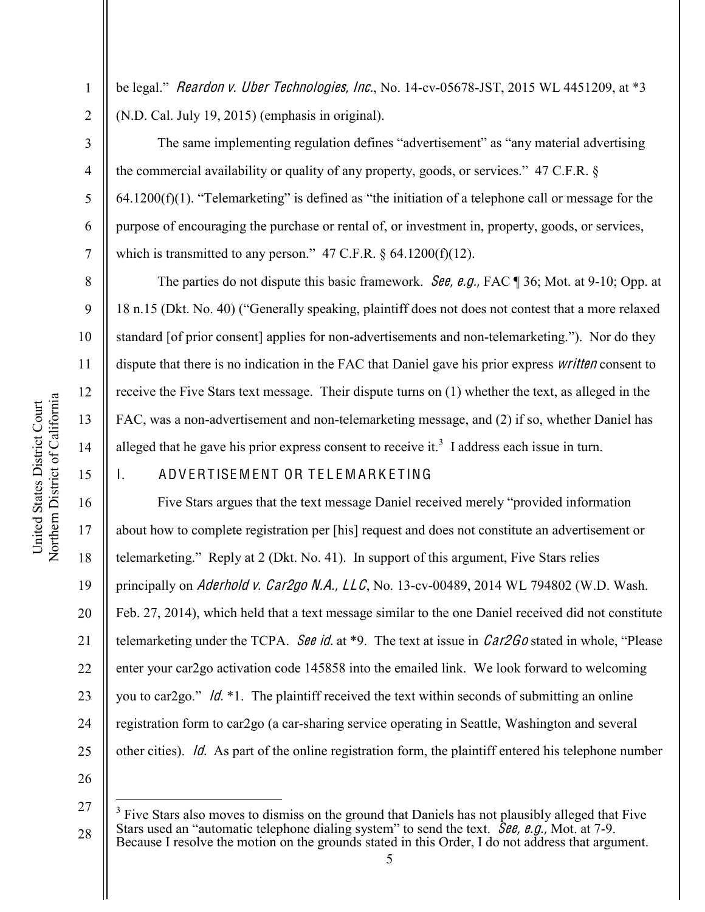be legal." *Reardon v. Uber Technologies, Inc.*, No. 14-cv-05678-JST, 2015 WL 4451209, at *3 (N.D. Cal. July 19, 2015) (emphasis in original).

The same implementing regulation defines "advertisement" as "any material advertising the commercial availability or quality of any property, goods, or services." 47 C.F.R. § 64.1200(f)(1). "Telemarketing" is defined as "the initiation of a telephone call or message for the purpose of encouraging the purchase or rental of, or investment in, property, goods, or services, which is transmitted to any person." 47 C.F.R. § 64.1200(f)(12).

The parties do not dispute this basic framework. *See, e.g.*, FAC ¶ 36; Mot. at 9-10; Opp. at 18 n.15 (Dkt. No. 40) ("Generally speaking, plaintiff does not does not contest that a more relaxed standard [of prior consent] applies for non-advertisements and non-telemarketing."). Nor do they dispute that there is no indication in the FAC that Daniel gave his prior express *written* consent to receive the Five Stars text message. Their dispute turns on (1) whether the text, as alleged in the FAC, was a non-advertisement and non-telemarketing message, and (2) if so, whether Daniel has alleged that he gave his prior express consent to receive it.[3] I address each issue in turn.

## I. ADVERTISEMENT OR TELEMARKETING

Five Stars argues that the text message Daniel received merely "provided information about how to complete registration per [his] request and does not constitute an advertisement or telemarketing." Reply at 2 (Dkt. No. 41). In support of this argument, Five Stars relies principally on *Aderhold v. Car2go N.A., LLC*, No. 13-cv-00489, 2014 WL 794802 (W.D. Wash. Feb. 27, 2014), which held that a text message similar to the one Daniel received did not constitute telemarketing under the TCPA. *See id.* at *9. The text at issue in *Car2Go* stated in whole, "Please enter your car2go activation code 145858 into the emailed link. We look forward to welcoming you to car2go." *Id.* *1. The plaintiff received the text within seconds of submitting an online registration form to car2go (a car-sharing service operating in Seattle, Washington and several other cities). *Id.* As part of the online registration form, the plaintiff entered his telephone number

---

[3] Five Stars also moves to dismiss on the ground that Daniels has not plausibly alleged that Five Stars used an "automatic telephone dialing system" to send the text. *See, e.g.*, Mot. at 7-9. Because I resolve the motion on the grounds stated in this Order, I do not address that argument.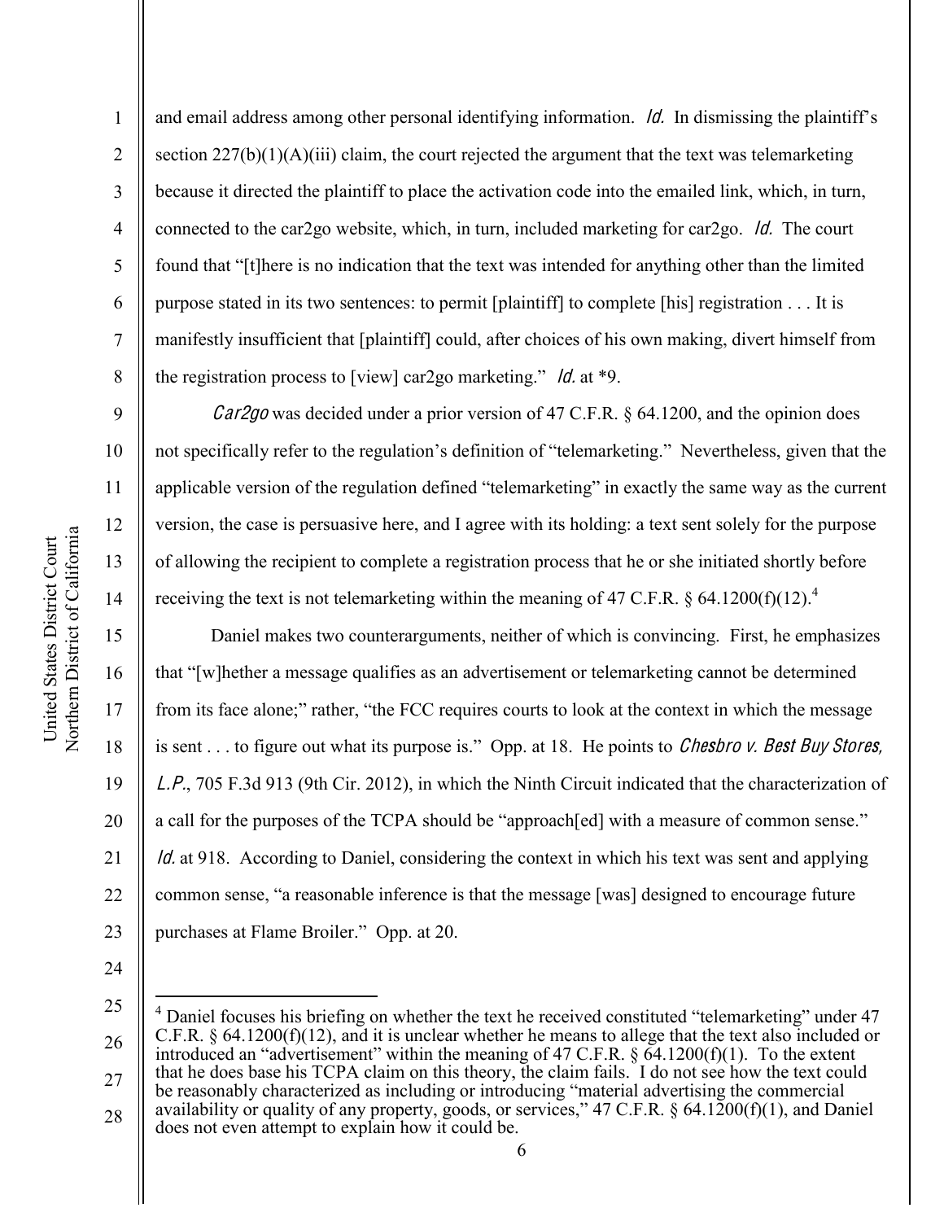and email address among other personal identifying information. *Id.* In dismissing the plaintiff's section 227(b)(1)(A)(iii) claim, the court rejected the argument that the text was telemarketing because it directed the plaintiff to place the activation code into the emailed link, which, in turn, connected to the car2go website, which, in turn, included marketing for car2go. *Id.* The court found that "[t]here is no indication that the text was intended for anything other than the limited purpose stated in its two sentences: to permit [plaintiff] to complete [his] registration . . . It is manifestly insufficient that [plaintiff] could, after choices of his own making, divert himself from the registration process to [view] car2go marketing." *Id.* at *9.

*Car2go* was decided under a prior version of 47 C.F.R. § 64.1200, and the opinion does not specifically refer to the regulation's definition of "telemarketing." Nevertheless, given that the applicable version of the regulation defined "telemarketing" in exactly the same way as the current version, the case is persuasive here, and I agree with its holding: a text sent solely for the purpose of allowing the recipient to complete a registration process that he or she initiated shortly before receiving the text is not telemarketing within the meaning of 47 C.F.R. § 64.1200(f)(12).[4]

Daniel makes two counterarguments, neither of which is convincing. First, he emphasizes that "[w]hether a message qualifies as an advertisement or telemarketing cannot be determined from its face alone;" rather, "the FCC requires courts to look at the context in which the message is sent . . . to figure out what its purpose is." Opp. at 18. He points to *Chesbro v. Best Buy Stores, L.P.*, 705 F.3d 913 (9th Cir. 2012), in which the Ninth Circuit indicated that the characterization of a call for the purposes of the TCPA should be "approach[ed] with a measure of common sense." *Id.* at 918. According to Daniel, considering the context in which his text was sent and applying common sense, "a reasonable inference is that the message [was] designed to encourage future purchases at Flame Broiler." Opp. at 20.

---

[4] Daniel focuses his briefing on whether the text he received constituted "telemarketing" under 47 C.F.R. § 64.1200(f)(12), and it is unclear whether he means to allege that the text also included or introduced an "advertisement" within the meaning of 47 C.F.R. § 64.1200(f)(1). To the extent that he does base his TCPA claim on this theory, the claim fails. I do not see how the text could be reasonably characterized as including or introducing "material advertising the commercial availability or quality of any property, goods, or services," 47 C.F.R. § 64.1200(f)(1), and Daniel does not even attempt to explain how it could be.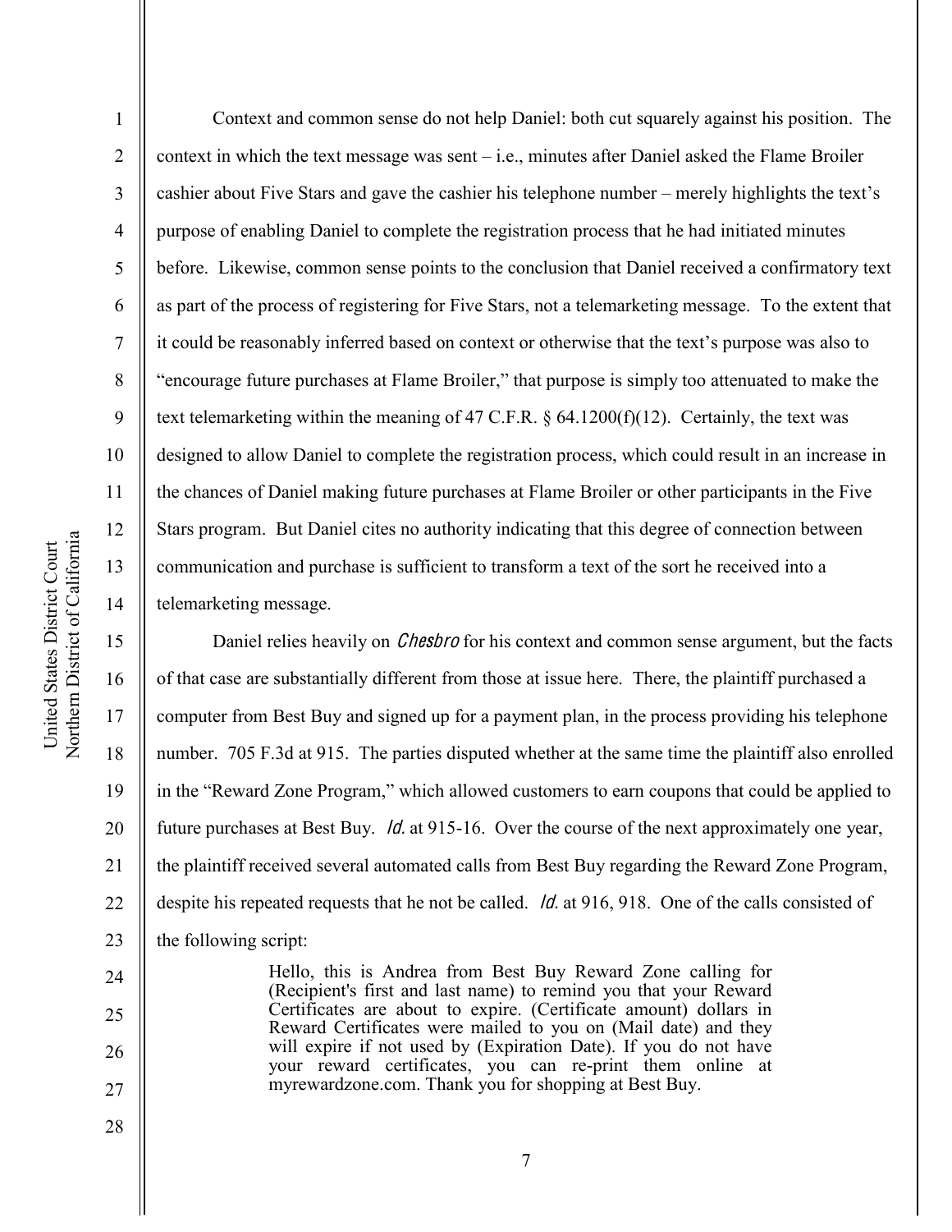Context and common sense do not help Daniel: both cut squarely against his position. The context in which the text message was sent – i.e., minutes after Daniel asked the Flame Broiler cashier about Five Stars and gave the cashier his telephone number – merely highlights the text's purpose of enabling Daniel to complete the registration process that he had initiated minutes before. Likewise, common sense points to the conclusion that Daniel received a confirmatory text as part of the process of registering for Five Stars, not a telemarketing message. To the extent that it could be reasonably inferred based on context or otherwise that the text's purpose was also to "encourage future purchases at Flame Broiler," that purpose is simply too attenuated to make the text telemarketing within the meaning of 47 C.F.R. § 64.1200(f)(12). Certainly, the text was designed to allow Daniel to complete the registration process, which could result in an increase in the chances of Daniel making future purchases at Flame Broiler or other participants in the Five Stars program. But Daniel cites no authority indicating that this degree of connection between communication and purchase is sufficient to transform a text of the sort he received into a telemarketing message.

Daniel relies heavily on *Chesbro* for his context and common sense argument, but the facts of that case are substantially different from those at issue here. There, the plaintiff purchased a computer from Best Buy and signed up for a payment plan, in the process providing his telephone number. 705 F.3d at 915. The parties disputed whether at the same time the plaintiff also enrolled in the "Reward Zone Program," which allowed customers to earn coupons that could be applied to future purchases at Best Buy. *Id.* at 915-16. Over the course of the next approximately one year, the plaintiff received several automated calls from Best Buy regarding the Reward Zone Program, despite his repeated requests that he not be called. *Id.* at 916, 918. One of the calls consisted of the following script:

> Hello, this is Andrea from Best Buy Reward Zone calling for (Recipient's first and last name) to remind you that your Reward Certificates are about to expire. (Certificate amount) dollars in Reward Certificates were mailed to you on (Mail date) and they will expire if not used by (Expiration Date). If you do not have your reward certificates, you can re-print them online at myrewardzone.com. Thank you for shopping at Best Buy.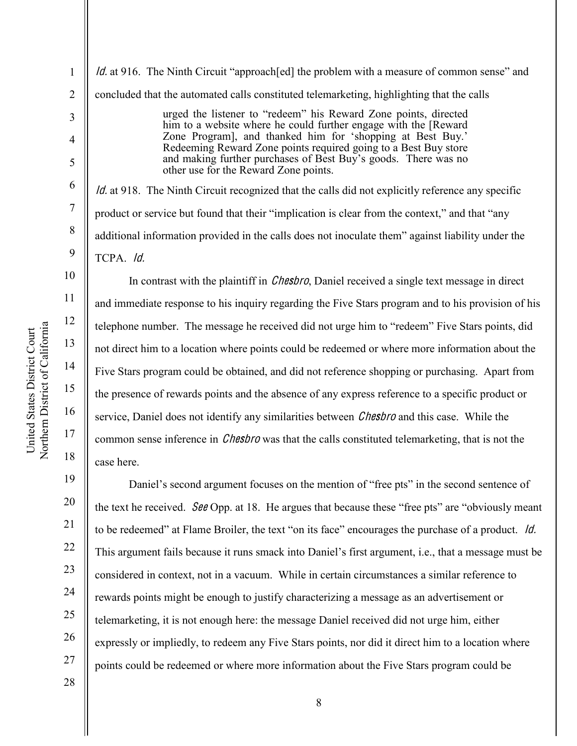*Id.* at 916. The Ninth Circuit "approach[ed] the problem with a measure of common sense" and concluded that the automated calls constituted telemarketing, highlighting that the calls

> urged the listener to "redeem" his Reward Zone points, directed him to a website where he could further engage with the [Reward Zone Program], and thanked him for 'shopping at Best Buy.' Redeeming Reward Zone points required going to a Best Buy store and making further purchases of Best Buy's goods. There was no other use for the Reward Zone points.

*Id.* at 918. The Ninth Circuit recognized that the calls did not explicitly reference any specific product or service but found that their "implication is clear from the context," and that "any additional information provided in the calls does not inoculate them" against liability under the TCPA. *Id.*

In contrast with the plaintiff in *Chesbro*, Daniel received a single text message in direct and immediate response to his inquiry regarding the Five Stars program and to his provision of his telephone number. The message he received did not urge him to "redeem" Five Stars points, did not direct him to a location where points could be redeemed or where more information about the Five Stars program could be obtained, and did not reference shopping or purchasing. Apart from the presence of rewards points and the absence of any express reference to a specific product or service, Daniel does not identify any similarities between *Chesbro* and this case. While the common sense inference in *Chesbro* was that the calls constituted telemarketing, that is not the case here.

Daniel's second argument focuses on the mention of "free pts" in the second sentence of the text he received. *See* Opp. at 18. He argues that because these "free pts" are "obviously meant to be redeemed" at Flame Broiler, the text "on its face" encourages the purchase of a product. *Id.* This argument fails because it runs smack into Daniel's first argument, i.e., that a message must be considered in context, not in a vacuum. While in certain circumstances a similar reference to rewards points might be enough to justify characterizing a message as an advertisement or telemarketing, it is not enough here: the message Daniel received did not urge him, either expressly or impliedly, to redeem any Five Stars points, nor did it direct him to a location where points could be redeemed or where more information about the Five Stars program could be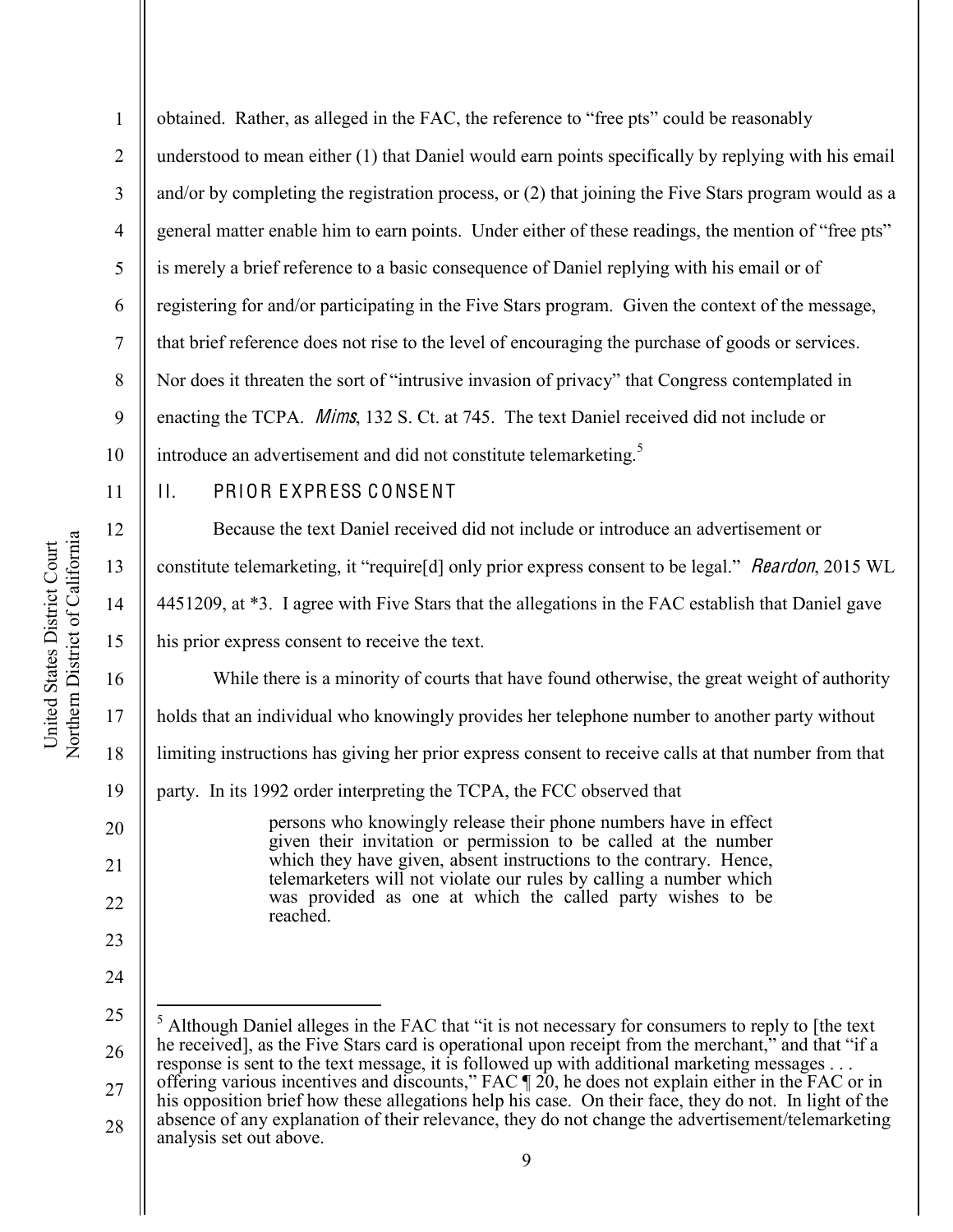obtained. Rather, as alleged in the FAC, the reference to "free pts" could be reasonably understood to mean either (1) that Daniel would earn points specifically by replying with his email and/or by completing the registration process, or (2) that joining the Five Stars program would as a general matter enable him to earn points. Under either of these readings, the mention of "free pts" is merely a brief reference to a basic consequence of Daniel replying with his email or of registering for and/or participating in the Five Stars program. Given the context of the message, that brief reference does not rise to the level of encouraging the purchase of goods or services. Nor does it threaten the sort of "intrusive invasion of privacy" that Congress contemplated in enacting the TCPA. *Mims*, 132 S. Ct. at 745. The text Daniel received did not include or introduce an advertisement and did not constitute telemarketing.[5]

## II. PRIOR EXPRESS CONSENT

Because the text Daniel received did not include or introduce an advertisement or constitute telemarketing, it "require[d] only prior express consent to be legal." *Reardon*, 2015 WL 4451209, at *3. I agree with Five Stars that the allegations in the FAC establish that Daniel gave his prior express consent to receive the text.

While there is a minority of courts that have found otherwise, the great weight of authority holds that an individual who knowingly provides her telephone number to another party without limiting instructions has giving her prior express consent to receive calls at that number from that party. In its 1992 order interpreting the TCPA, the FCC observed that

> persons who knowingly release their phone numbers have in effect given their invitation or permission to be called at the number which they have given, absent instructions to the contrary. Hence, telemarketers will not violate our rules by calling a number which was provided as one at which the called party wishes to be reached.

---

[5] Although Daniel alleges in the FAC that "it is not necessary for consumers to reply to [the text he received], as the Five Stars card is operational upon receipt from the merchant," and that "if a response is sent to the text message, it is followed up with additional marketing messages . . . offering various incentives and discounts," FAC ¶ 20, he does not explain either in the FAC or in his opposition brief how these allegations help his case. On their face, they do not. In light of the absence of any explanation of their relevance, they do not change the advertisement/telemarketing analysis set out above.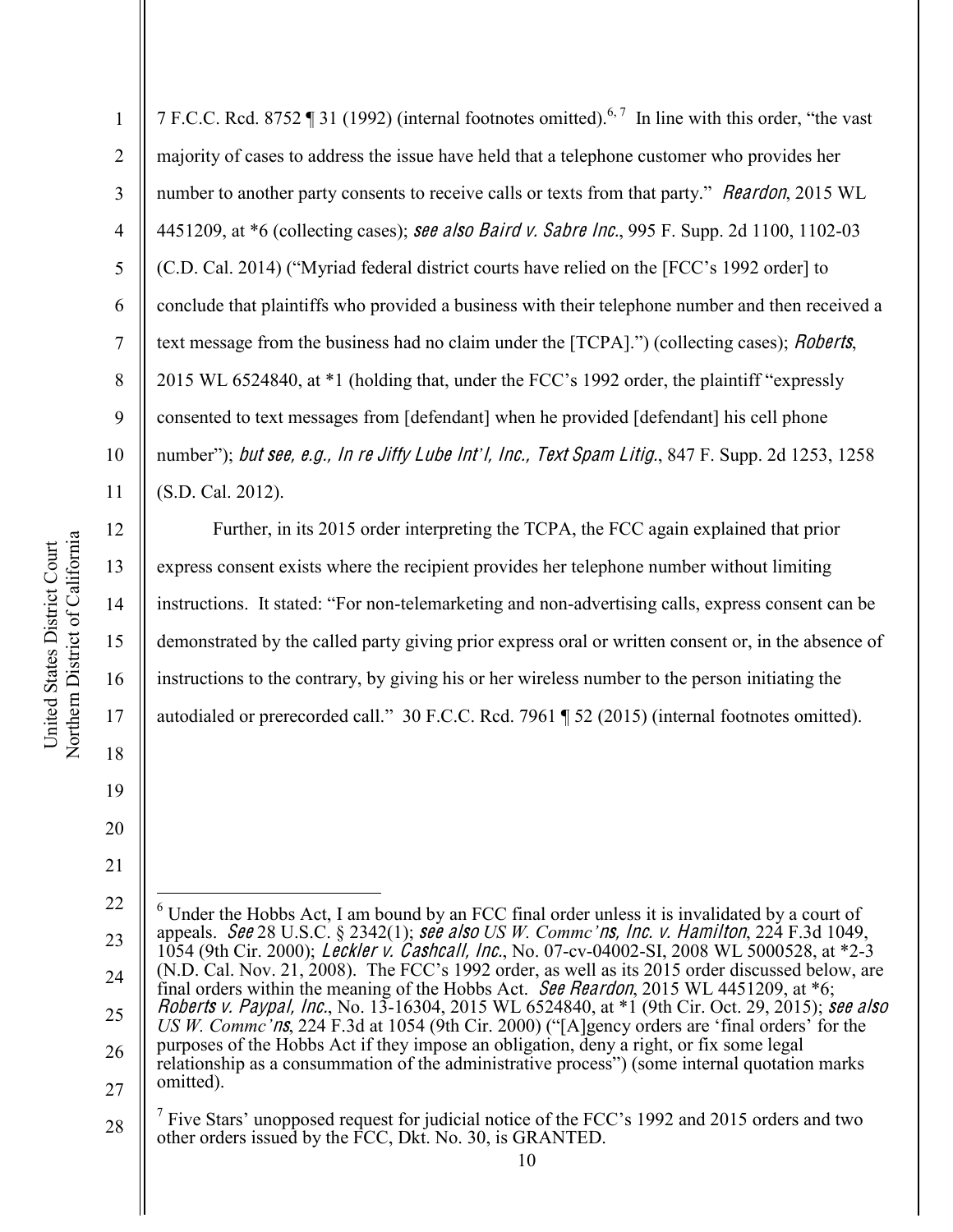7 F.C.C. Rcd. 8752 ¶ 31 (1992) (internal footnotes omitted).[6, 7] In line with this order, "the vast majority of cases to address the issue have held that a telephone customer who provides her number to another party consents to receive calls or texts from that party." *Reardon*, 2015 WL 4451209, at *6 (collecting cases); *see also Baird v. Sabre Inc.*, 995 F. Supp. 2d 1100, 1102-03 (C.D. Cal. 2014) ("Myriad federal district courts have relied on the [FCC's 1992 order] to conclude that plaintiffs who provided a business with their telephone number and then received a text message from the business had no claim under the [TCPA].") (collecting cases); *Roberts*, 2015 WL 6524840, at *1 (holding that, under the FCC's 1992 order, the plaintiff "expressly consented to text messages from [defendant] when he provided [defendant] his cell phone number"); *but see, e.g., In re Jiffy Lube Int'l, Inc., Text Spam Litig.*, 847 F. Supp. 2d 1253, 1258 (S.D. Cal. 2012).

Further, in its 2015 order interpreting the TCPA, the FCC again explained that prior express consent exists where the recipient provides her telephone number without limiting instructions. It stated: "For non-telemarketing and non-advertising calls, express consent can be demonstrated by the called party giving prior express oral or written consent or, in the absence of instructions to the contrary, by giving his or her wireless number to the person initiating the autodialed or prerecorded call." 30 F.C.C. Rcd. 7961 ¶ 52 (2015) (internal footnotes omitted).

---

[6] Under the Hobbs Act, I am bound by an FCC final order unless it is invalidated by a court of appeals. *See* 28 U.S.C. § 2342(1); *see also US W. Commc'ns, Inc. v. Hamilton*, 224 F.3d 1049, 1054 (9th Cir. 2000); *Leckler v. Cashcall, Inc.*, No. 07-cv-04002-SI, 2008 WL 5000528, at *2-3 (N.D. Cal. Nov. 21, 2008). The FCC's 1992 order, as well as its 2015 order discussed below, are final orders within the meaning of the Hobbs Act. *See Reardon*, 2015 WL 4451209, at *6; *Roberts v. Paypal, Inc.*, No. 13-16304, 2015 WL 6524840, at *1 (9th Cir. Oct. 29, 2015); *see also US W. Commc'ns*, 224 F.3d at 1054 (9th Cir. 2000) ("[A]gency orders are 'final orders' for the purposes of the Hobbs Act if they impose an obligation, deny a right, or fix some legal relationship as a consummation of the administrative process") (some internal quotation marks omitted).

[7] Five Stars' unopposed request for judicial notice of the FCC's 1992 and 2015 orders and two other orders issued by the FCC, Dkt. No. 30, is GRANTED.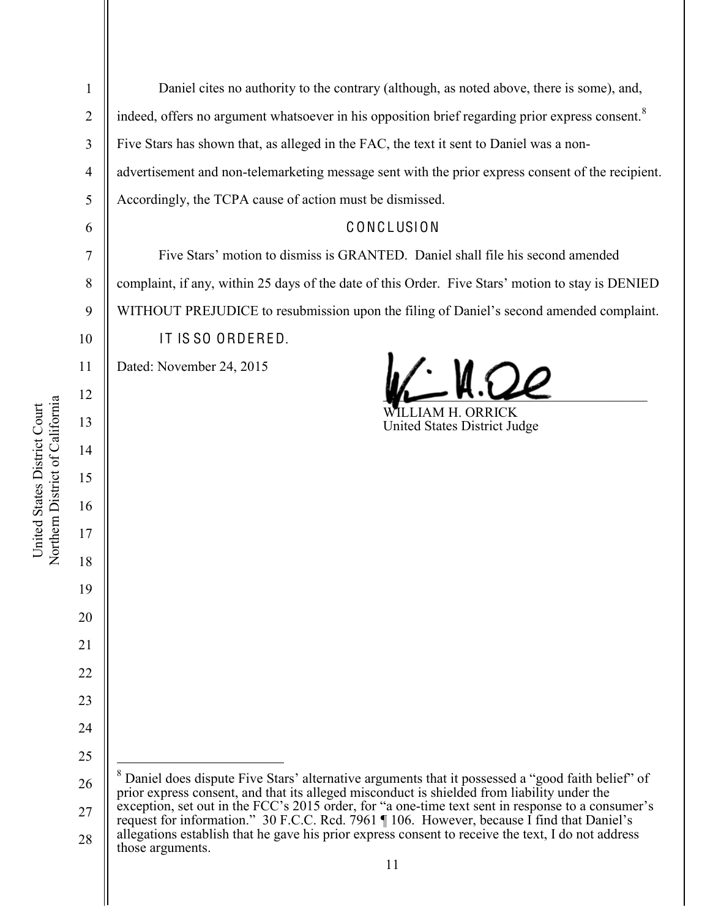Daniel cites no authority to the contrary (although, as noted above, there is some), and, indeed, offers no argument whatsoever in his opposition brief regarding prior express consent.[8] Five Stars has shown that, as alleged in the FAC, the text it sent to Daniel was a non-advertisement and non-telemarketing message sent with the prior express consent of the recipient. Accordingly, the TCPA cause of action must be dismissed.

## CONCLUSION

Five Stars' motion to dismiss is GRANTED. Daniel shall file his second amended complaint, if any, within 25 days of the date of this Order. Five Stars' motion to stay is DENIED WITHOUT PREJUDICE to resubmission upon the filing of Daniel's second amended complaint.

IT IS SO ORDERED.

Dated: November 24, 2015

WILLIAM H. ORRICK
United States District Judge

---

[8] Daniel does dispute Five Stars' alternative arguments that it possessed a "good faith belief" of prior express consent, and that its alleged misconduct is shielded from liability under the exception, set out in the FCC's 2015 order, for "a one-time text sent in response to a consumer's request for information." 30 F.C.C. Rcd. 7961 ¶ 106. However, because I find that Daniel's allegations establish that he gave his prior express consent to receive the text, I do not address those arguments.